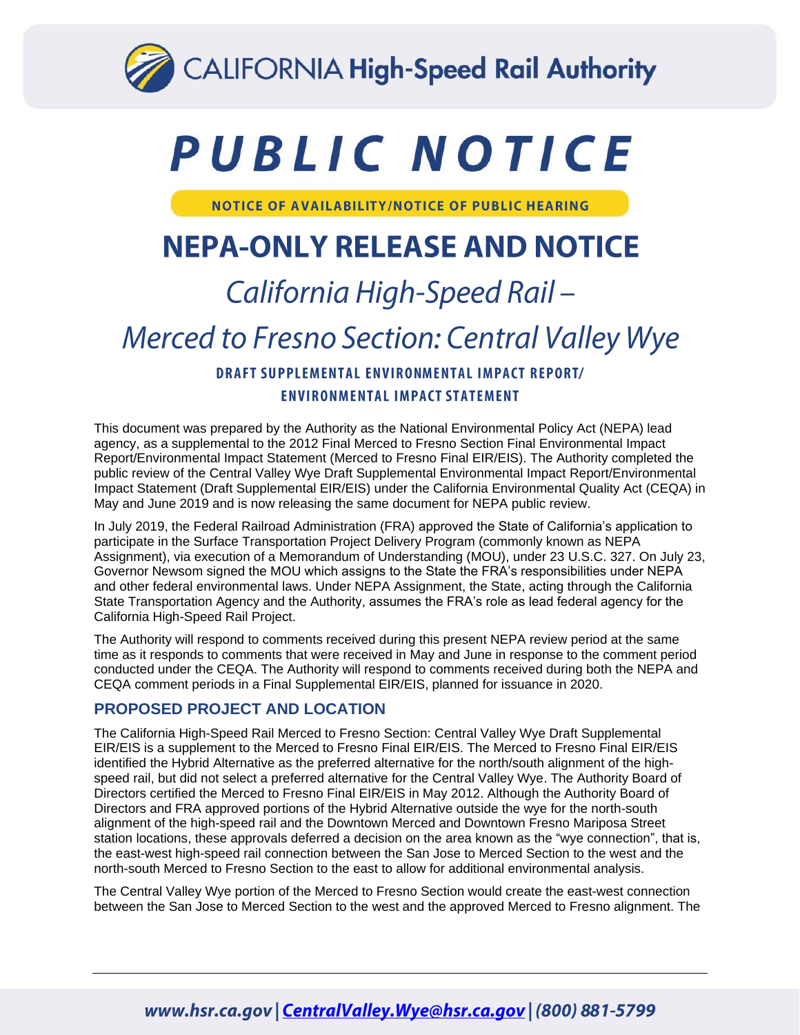CALIFORNIA **High-Speed Rail Authority**

# PUBLIC NOTICE

**NOTICE OF AVAILABILITY/NOTICE OF PUBLIC HEARING**

# NEPA-ONLY RELEASE AND NOTICE

## *California High-Speed Rail – Merced to Fresno Section: Central Valley Wye*

### DRAFT SUPPLEMENTAL ENVIRONMENTAL IMPACT REPORT/ ENVIRONMENTAL IMPACT STATEMENT

This document was prepared by the Authority as the National Environmental Policy Act (NEPA) lead agency, as a supplemental to the 2012 Final Merced to Fresno Section Final Environmental Impact Report/Environmental Impact Statement (Merced to Fresno Final EIR/EIS). The Authority completed the public review of the Central Valley Wye Draft Supplemental Environmental Impact Report/Environmental Impact Statement (Draft Supplemental EIR/EIS) under the California Environmental Quality Act (CEQA) in May and June 2019 and is now releasing the same document for NEPA public review.

In July 2019, the Federal Railroad Administration (FRA) approved the State of California's application to participate in the Surface Transportation Project Delivery Program (commonly known as NEPA Assignment), via execution of a Memorandum of Understanding (MOU), under 23 U.S.C. 327. On July 23, Governor Newsom signed the MOU which assigns to the State the FRA's responsibilities under NEPA and other federal environmental laws. Under NEPA Assignment, the State, acting through the California State Transportation Agency and the Authority, assumes the FRA's role as lead federal agency for the California High-Speed Rail Project.

The Authority will respond to comments received during this present NEPA review period at the same time as it responds to comments that were received in May and June in response to the comment period conducted under the CEQA. The Authority will respond to comments received during both the NEPA and CEQA comment periods in a Final Supplemental EIR/EIS, planned for issuance in 2020.

## PROPOSED PROJECT AND LOCATION

The California High-Speed Rail Merced to Fresno Section: Central Valley Wye Draft Supplemental EIR/EIS is a supplement to the Merced to Fresno Final EIR/EIS. The Merced to Fresno Final EIR/EIS identified the Hybrid Alternative as the preferred alternative for the north/south alignment of the high-speed rail, but did not select a preferred alternative for the Central Valley Wye. The Authority Board of Directors certified the Merced to Fresno Final EIR/EIS in May 2012. Although the Authority Board of Directors and FRA approved portions of the Hybrid Alternative outside the wye for the north-south alignment of the high-speed rail and the Downtown Merced and Downtown Fresno Mariposa Street station locations, these approvals deferred a decision on the area known as the "wye connection", that is, the east-west high-speed rail connection between the San Jose to Merced Section to the west and the north-south Merced to Fresno Section to the east to allow for additional environmental analysis.

The Central Valley Wye portion of the Merced to Fresno Section would create the east-west connection between the San Jose to Merced Section to the west and the approved Merced to Fresno alignment. The

www.hsr.ca.gov | CentralValley.Wye@hsr.ca.gov | (800) 881-5799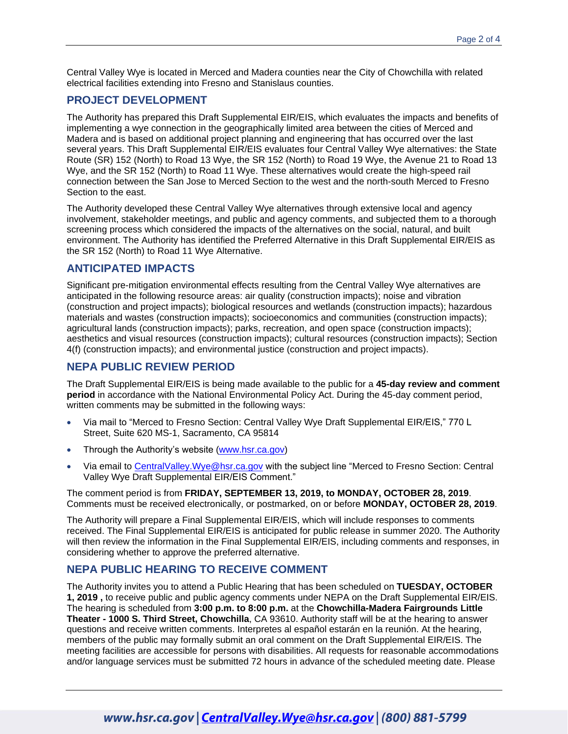Central Valley Wye is located in Merced and Madera counties near the City of Chowchilla with related electrical facilities extending into Fresno and Stanislaus counties.

## PROJECT DEVELOPMENT

The Authority has prepared this Draft Supplemental EIR/EIS, which evaluates the impacts and benefits of implementing a wye connection in the geographically limited area between the cities of Merced and Madera and is based on additional project planning and engineering that has occurred over the last several years. This Draft Supplemental EIR/EIS evaluates four Central Valley Wye alternatives: the State Route (SR) 152 (North) to Road 13 Wye, the SR 152 (North) to Road 19 Wye, the Avenue 21 to Road 13 Wye, and the SR 152 (North) to Road 11 Wye. These alternatives would create the high-speed rail connection between the San Jose to Merced Section to the west and the north-south Merced to Fresno Section to the east.

The Authority developed these Central Valley Wye alternatives through extensive local and agency involvement, stakeholder meetings, and public and agency comments, and subjected them to a thorough screening process which considered the impacts of the alternatives on the social, natural, and built environment. The Authority has identified the Preferred Alternative in this Draft Supplemental EIR/EIS as the SR 152 (North) to Road 11 Wye Alternative.

## ANTICIPATED IMPACTS

Significant pre-mitigation environmental effects resulting from the Central Valley Wye alternatives are anticipated in the following resource areas: air quality (construction impacts); noise and vibration (construction and project impacts); biological resources and wetlands (construction impacts); hazardous materials and wastes (construction impacts); socioeconomics and communities (construction impacts); agricultural lands (construction impacts); parks, recreation, and open space (construction impacts); aesthetics and visual resources (construction impacts); cultural resources (construction impacts); Section 4(f) (construction impacts); and environmental justice (construction and project impacts).

## NEPA PUBLIC REVIEW PERIOD

The Draft Supplemental EIR/EIS is being made available to the public for a **45-day review and comment period** in accordance with the National Environmental Policy Act. During the 45-day comment period, written comments may be submitted in the following ways:

- Via mail to "Merced to Fresno Section: Central Valley Wye Draft Supplemental EIR/EIS," 770 L Street, Suite 620 MS-1, Sacramento, CA 95814
- Through the Authority's website (www.hsr.ca.gov)
- Via email to CentralValley.Wye@hsr.ca.gov with the subject line "Merced to Fresno Section: Central Valley Wye Draft Supplemental EIR/EIS Comment."

The comment period is from **FRIDAY, SEPTEMBER 13, 2019, to MONDAY, OCTOBER 28, 2019**. Comments must be received electronically, or postmarked, on or before **MONDAY, OCTOBER 28, 2019**.

The Authority will prepare a Final Supplemental EIR/EIS, which will include responses to comments received. The Final Supplemental EIR/EIS is anticipated for public release in summer 2020. The Authority will then review the information in the Final Supplemental EIR/EIS, including comments and responses, in considering whether to approve the preferred alternative.

## NEPA PUBLIC HEARING TO RECEIVE COMMENT

The Authority invites you to attend a Public Hearing that has been scheduled on **TUESDAY, OCTOBER 1, 2019 ,** to receive public and public agency comments under NEPA on the Draft Supplemental EIR/EIS. The hearing is scheduled from **3:00 p.m. to 8:00 p.m.** at the **Chowchilla-Madera Fairgrounds Little Theater - 1000 S. Third Street, Chowchilla**, CA 93610. Authority staff will be at the hearing to answer questions and receive written comments. Interpretes al español estarán en la reunión. At the hearing, members of the public may formally submit an oral comment on the Draft Supplemental EIR/EIS. The meeting facilities are accessible for persons with disabilities. All requests for reasonable accommodations and/or language services must be submitted 72 hours in advance of the scheduled meeting date. Please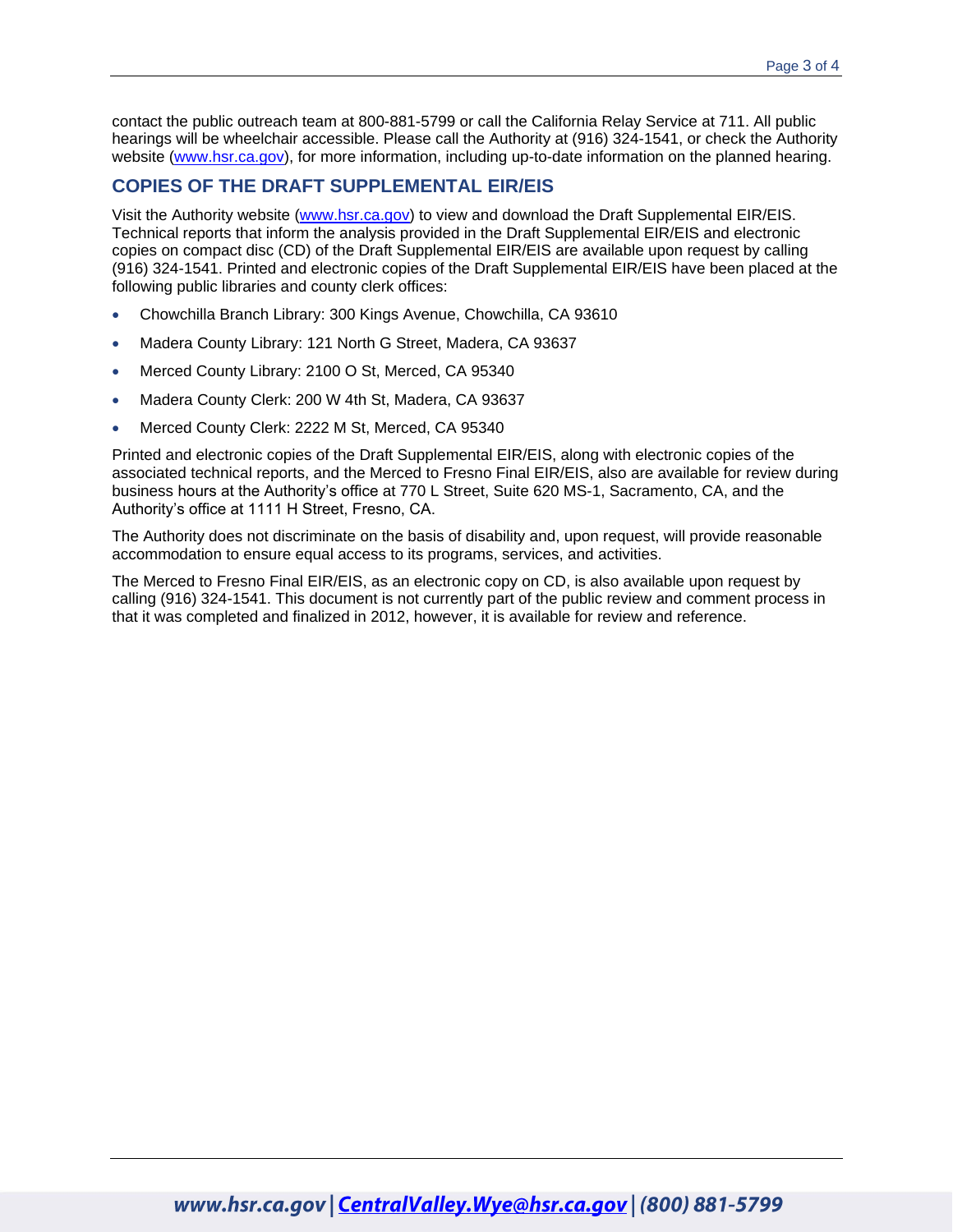contact the public outreach team at 800-881-5799 or call the California Relay Service at 711. All public hearings will be wheelchair accessible. Please call the Authority at (916) 324-1541, or check the Authority website (www.hsr.ca.gov), for more information, including up-to-date information on the planned hearing.

## COPIES OF THE DRAFT SUPPLEMENTAL EIR/EIS

Visit the Authority website (www.hsr.ca.gov) to view and download the Draft Supplemental EIR/EIS. Technical reports that inform the analysis provided in the Draft Supplemental EIR/EIS and electronic copies on compact disc (CD) of the Draft Supplemental EIR/EIS are available upon request by calling (916) 324-1541. Printed and electronic copies of the Draft Supplemental EIR/EIS have been placed at the following public libraries and county clerk offices:

- Chowchilla Branch Library: 300 Kings Avenue, Chowchilla, CA 93610
- Madera County Library: 121 North G Street, Madera, CA 93637
- Merced County Library: 2100 O St, Merced, CA 95340
- Madera County Clerk: 200 W 4th St, Madera, CA 93637
- Merced County Clerk: 2222 M St, Merced, CA 95340

Printed and electronic copies of the Draft Supplemental EIR/EIS, along with electronic copies of the associated technical reports, and the Merced to Fresno Final EIR/EIS, also are available for review during business hours at the Authority's office at 770 L Street, Suite 620 MS-1, Sacramento, CA, and the Authority's office at 1111 H Street, Fresno, CA.

The Authority does not discriminate on the basis of disability and, upon request, will provide reasonable accommodation to ensure equal access to its programs, services, and activities.

The Merced to Fresno Final EIR/EIS, as an electronic copy on CD, is also available upon request by calling (916) 324-1541. This document is not currently part of the public review and comment process in that it was completed and finalized in 2012, however, it is available for review and reference.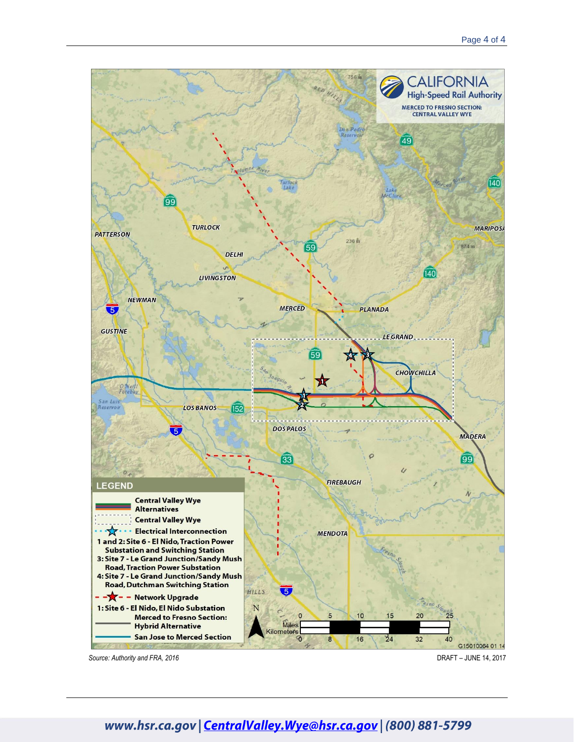CALIFORNIA High-Speed Rail Authority

MERCED TO FRESNO SECTION: CENTRAL VALLEY WYE

LEGEND

Central Valley Wye Alternatives

Central Valley Wye

Electrical Interconnection

1 and 2: Site 6 - El Nido, Traction Power Substation and Switching Station

3: Site 7 - Le Grand Junction/Sandy Mush Road, Traction Power Substation

4: Site 7 - Le Grand Junction/Sandy Mush Road, Dutchman Switching Station

Network Upgrade

1: Site 6 - El Nido, El Nido Substation

Merced to Fresno Section: Hybrid Alternative

San Jose to Merced Section

Miles 0 5 10 15 20 25

Kilometers 0 8 16 24 32 40

G15010064 01 14

Source: Authority and FRA, 2016

DRAFT – JUNE 14, 2017

www.hsr.ca.gov | CentralValley.Wye@hsr.ca.gov | (800) 881-5799